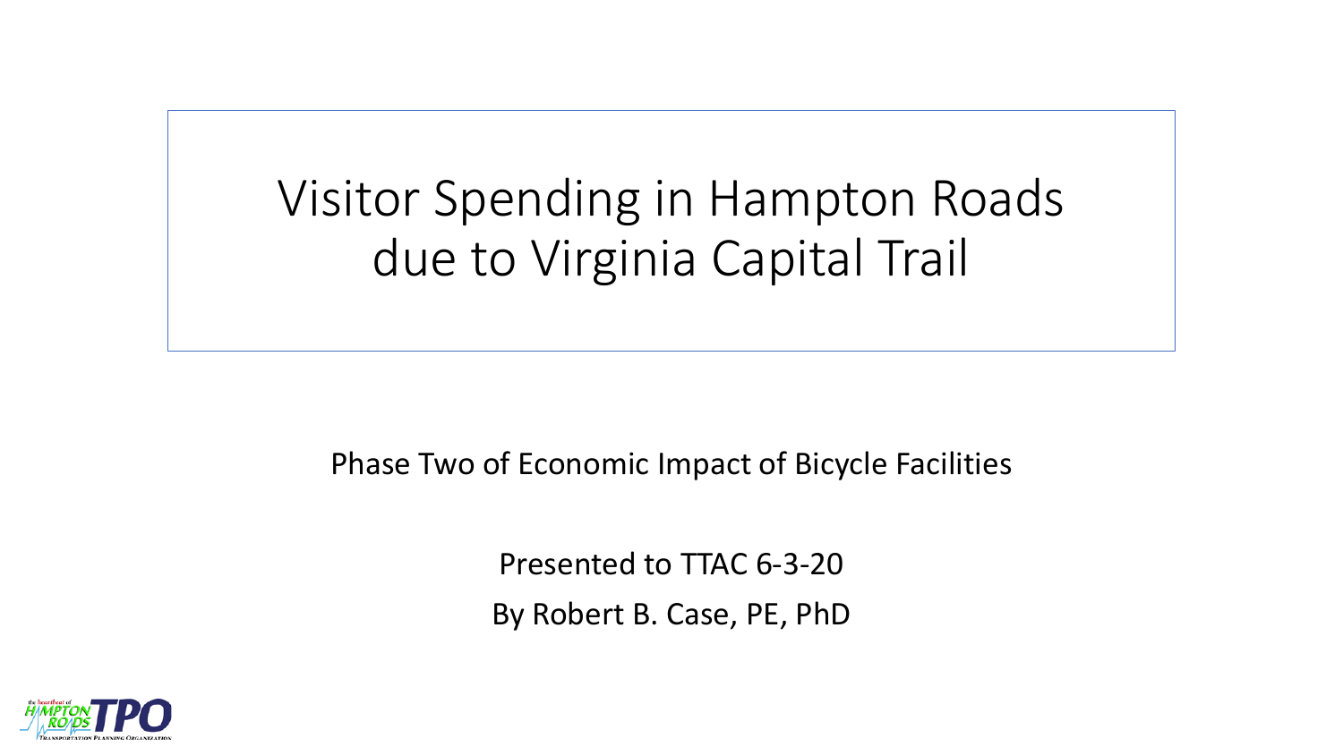# Visitor Spending in Hampton Roads due to Virginia Capital Trail

Phase Two of Economic Impact of Bicycle Facilities

Presented to TTAC 6-3-20

By Robert B. Case, PE, PhD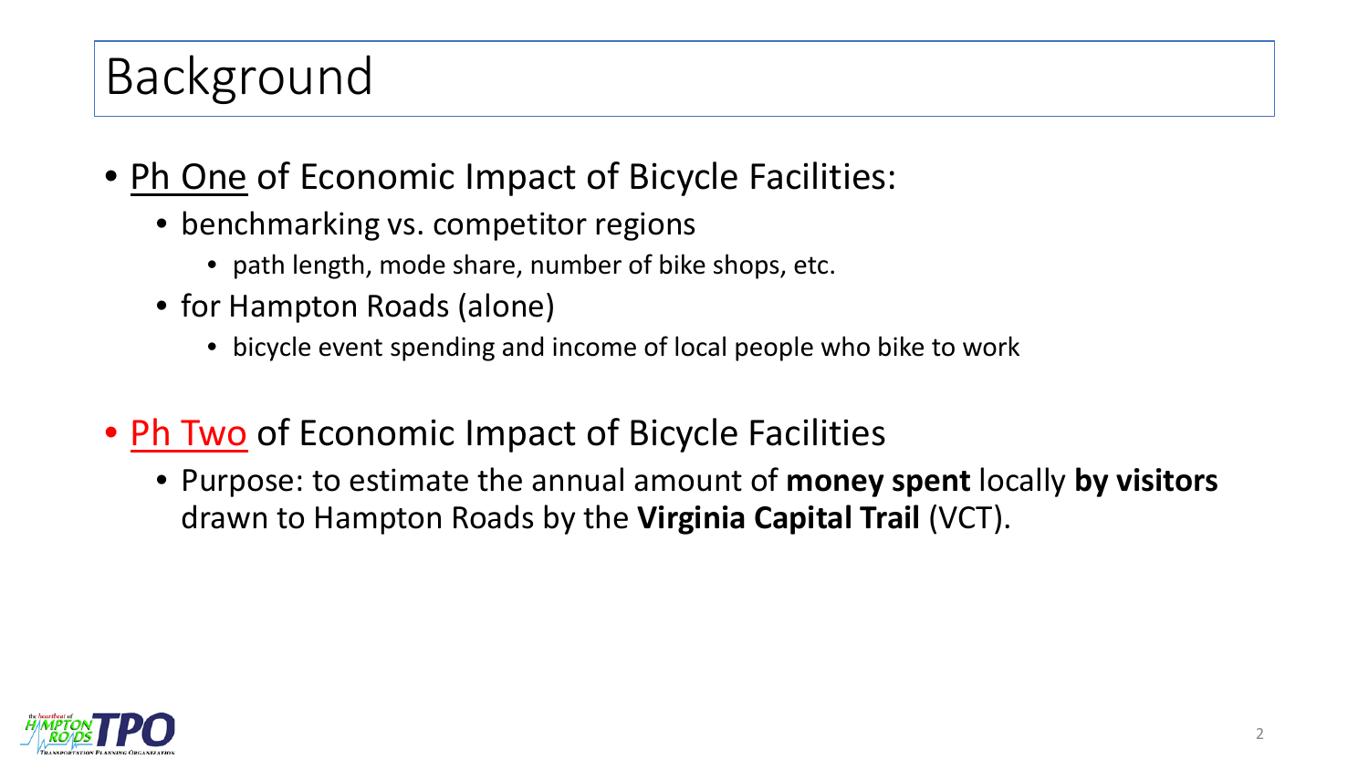# Background

- Ph One of Economic Impact of Bicycle Facilities:
  - benchmarking vs. competitor regions
    - path length, mode share, number of bike shops, etc.
  - for Hampton Roads (alone)
    - bicycle event spending and income of local people who bike to work
- Ph Two of Economic Impact of Bicycle Facilities
  - Purpose: to estimate the annual amount of **money spent** locally **by visitors** drawn to Hampton Roads by the **Virginia Capital Trail** (VCT).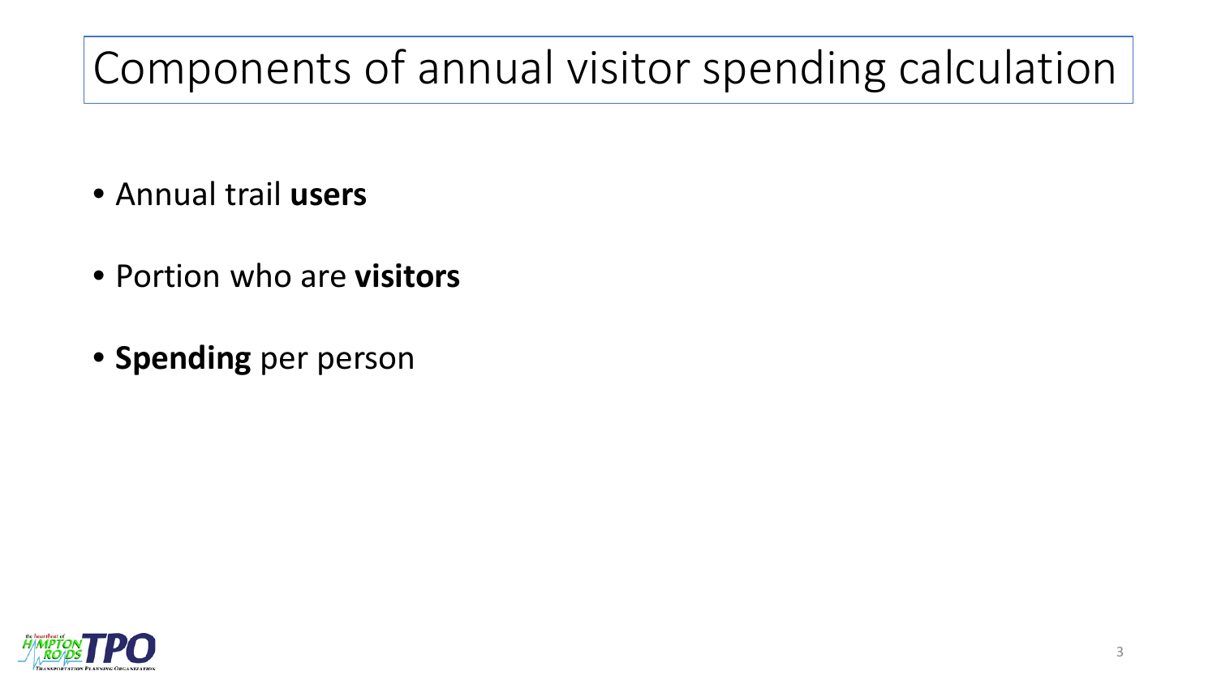# Components of annual visitor spending calculation

- Annual trail **users**
- Portion who are **visitors**
- **Spending** per person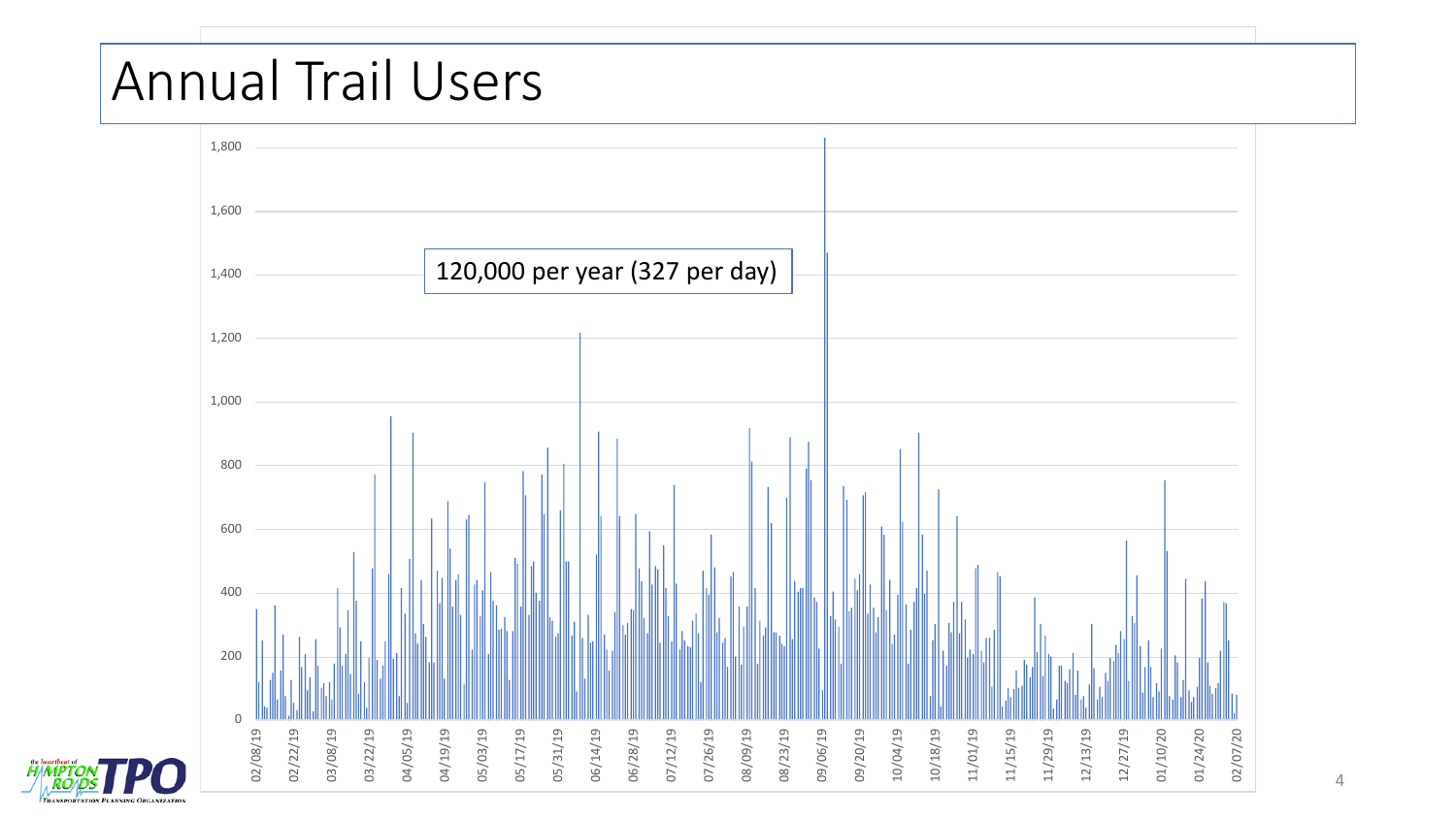# Annual Trail Users

120,000 per year (327 per day)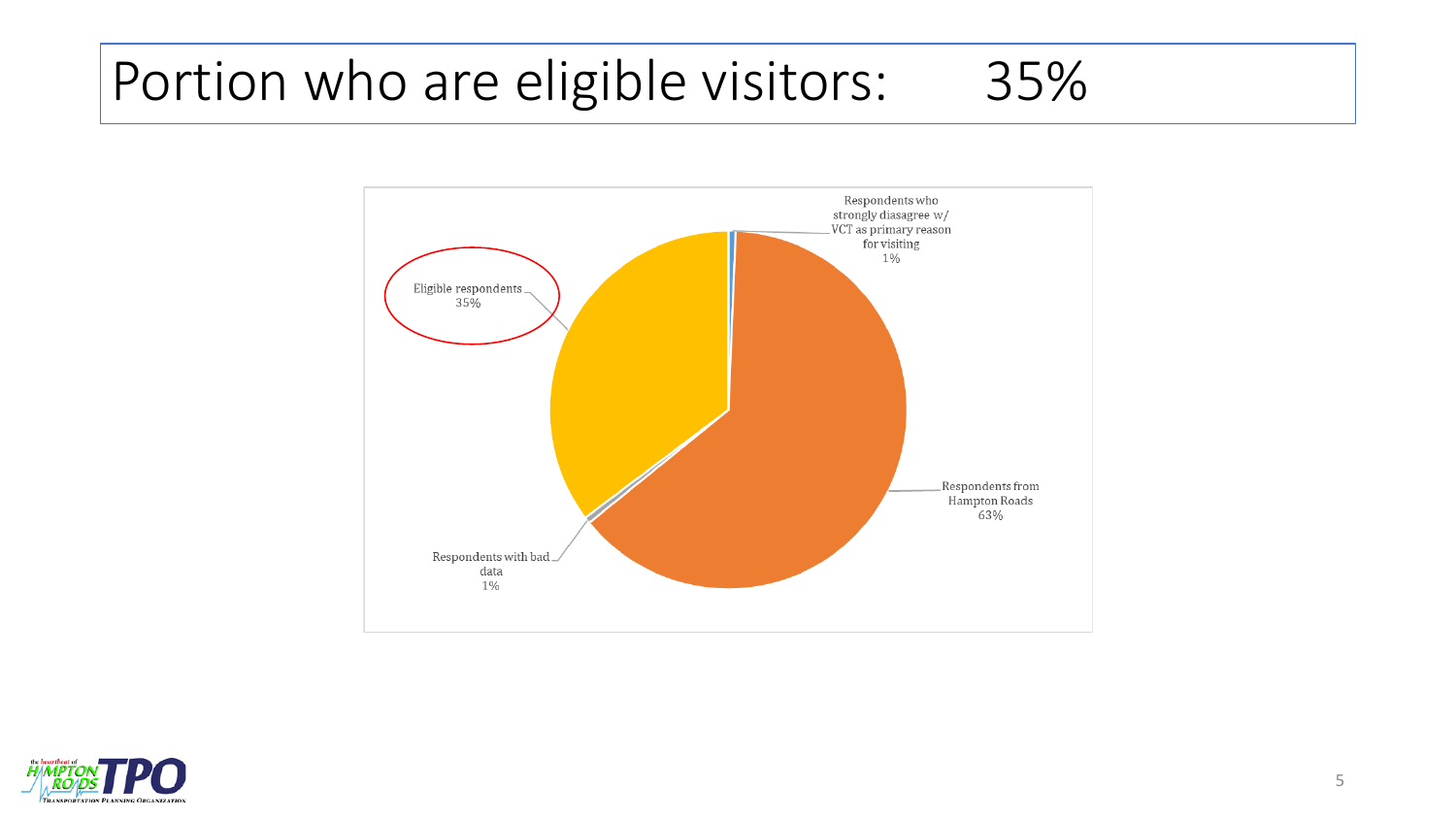# Portion who are eligible visitors: 35%

Eligible respondents 35%

Respondents who strongly diasagree w/ VCT as primary reason for visiting 1%

Respondents from Hampton Roads 63%

Respondents with bad data 1%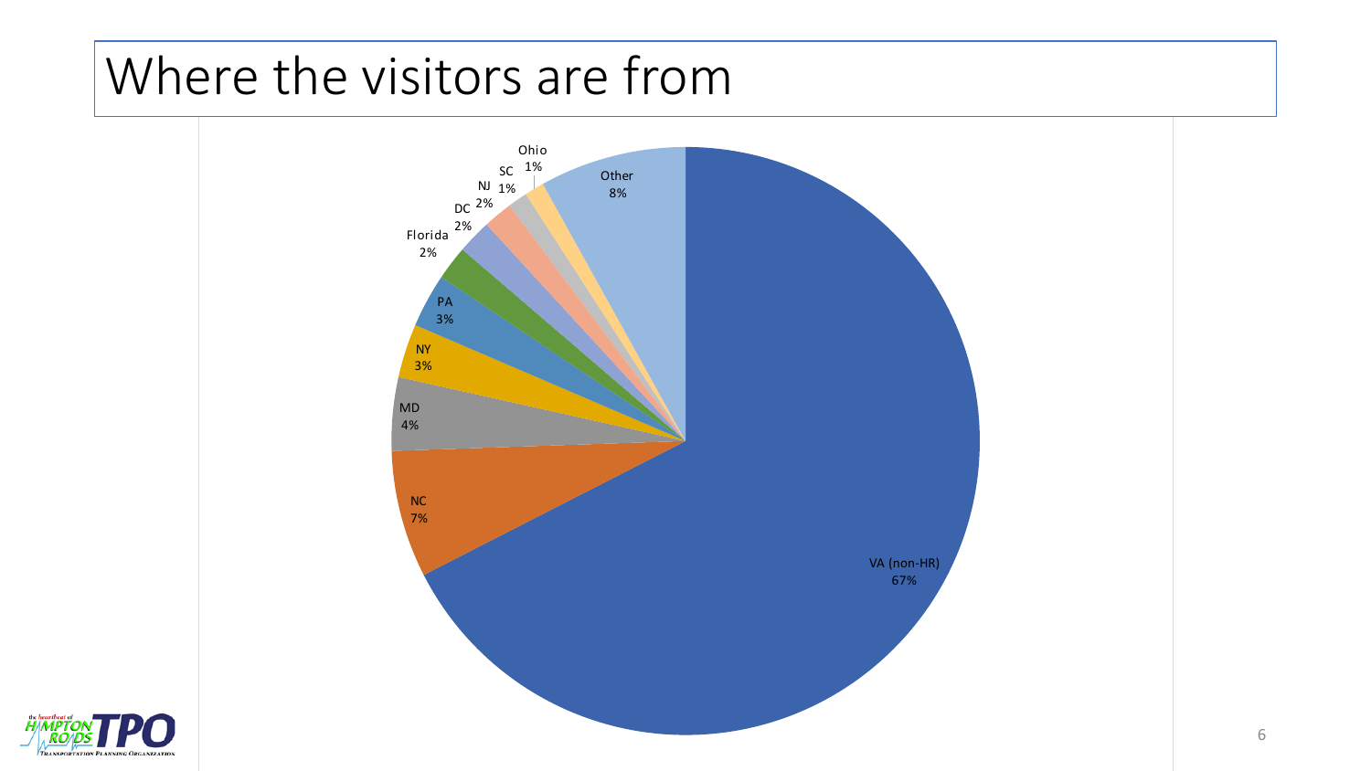# Where the visitors are from

| Origin | Share |
| --- | --- |
| VA (non-HR) | 67% |
| NC | 7% |
| MD | 4% |
| NY | 3% |
| PA | 3% |
| Florida | 2% |
| DC | 2% |
| NJ | 2% |
| SC | 1% |
| Ohio | 1% |
| Other | 8% |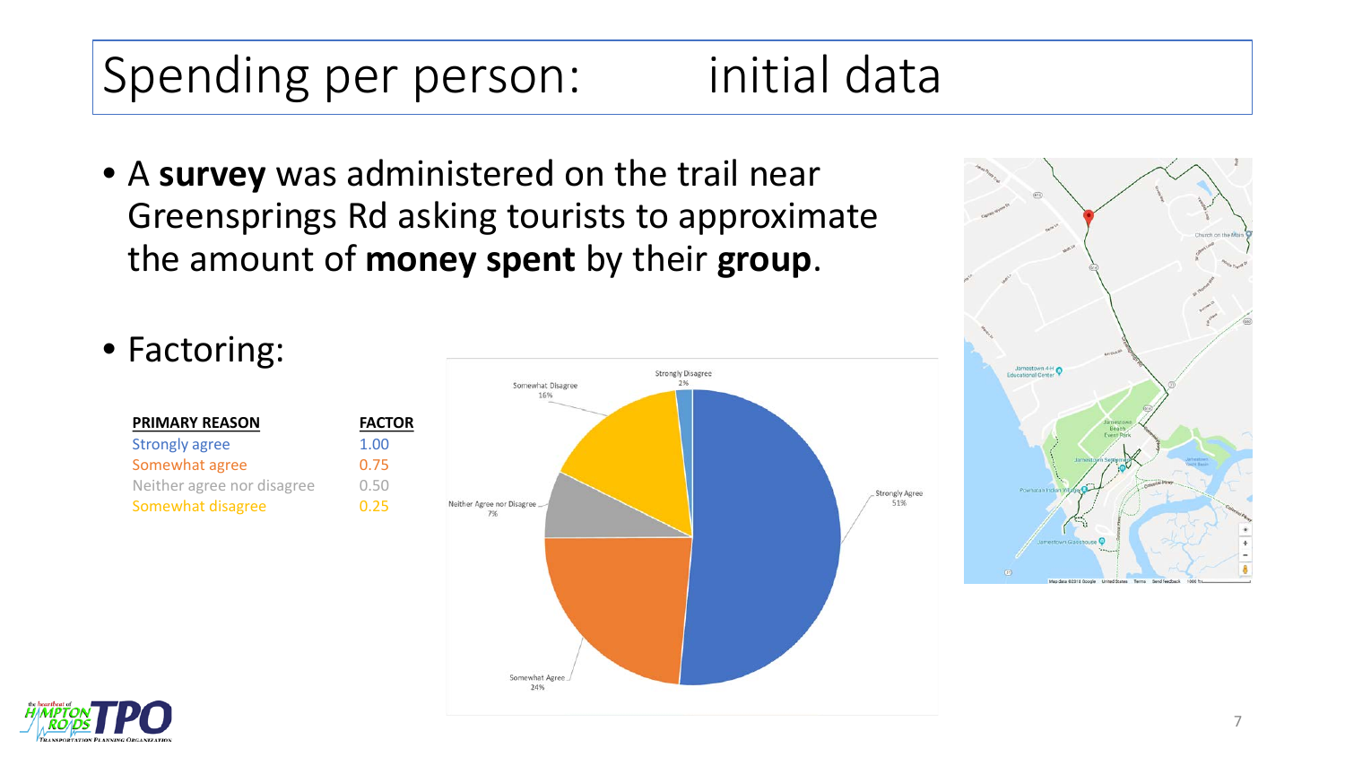# Spending per person: initial data

- A **survey** was administered on the trail near Greensprings Rd asking tourists to approximate the amount of **money spent** by their **group**.

- Factoring:

| PRIMARY REASON | FACTOR |
|---|---|
| Strongly agree | 1.00 |
| Somewhat agree | 0.75 |
| Neither agree nor disagree | 0.50 |
| Somewhat disagree | 0.25 |

Strongly Disagree 2%

Somewhat Disagree 16%

Neither Agree nor Disagree 7%

Somewhat Agree 24%

Strongly Agree 51%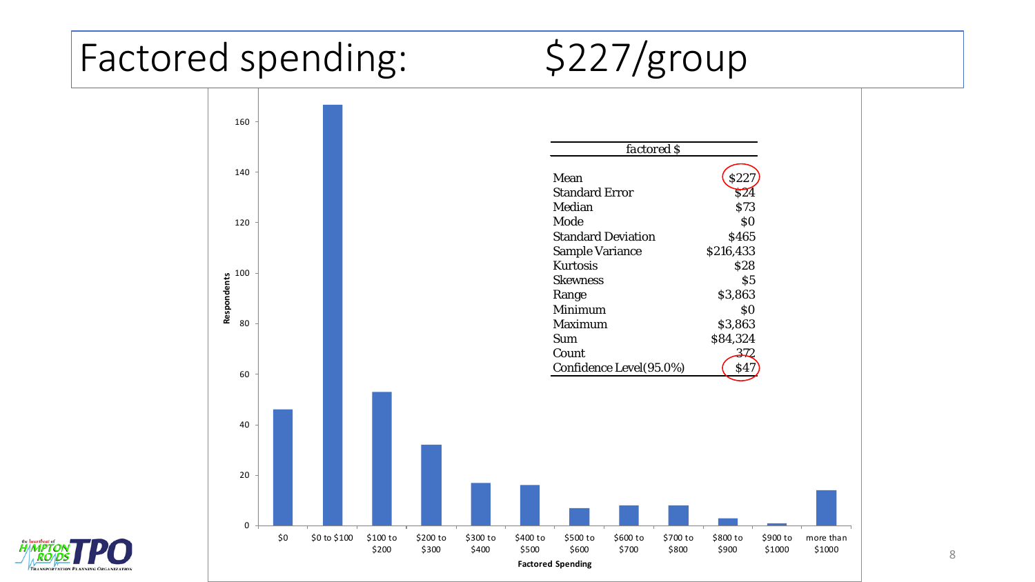# Factored spending: $227/group

| factored $ | |
|---|---|
| Mean | $227 |
| Standard Error | $24 |
| Median | $73 |
| Mode | $0 |
| Standard Deviation | $465 |
| Sample Variance | $216,433 |
| Kurtosis | $28 |
| Skewness | $5 |
| Range | $3,863 |
| Minimum | $0 |
| Maximum | $3,863 |
| Sum | $84,324 |
| Count | 372 |
| Confidence Level(95.0%) | $47 |

| Factored Spending | Respondents |
|---|---|
| $0 | 46 |
| $0 to $100 | 167 |
| $100 to $200 | 53 |
| $200 to $300 | 32 |
| $300 to $400 | 17 |
| $400 to $500 | 16 |
| $500 to $600 | 7 |
| $600 to $700 | 8 |
| $700 to $800 | 8 |
| $800 to $900 | 3 |
| $900 to $1000 | 1 |
| more than $1000 | 14 |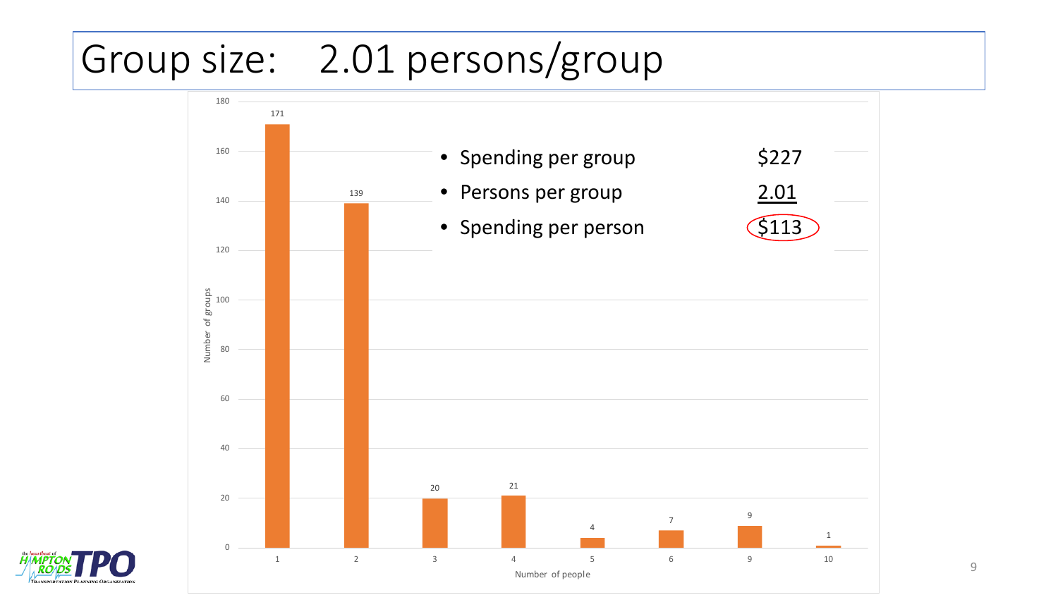# Group size: 2.01 persons/group

- Spending per group $227
- Persons per group 2.01
- Spending per person $113

| Number of people | Number of groups |
|---|---|
| 1 | 171 |
| 2 | 139 |
| 3 | 20 |
| 4 | 21 |
| 5 | 4 |
| 6 | 7 |
| 9 | 9 |
| 10 | 1 |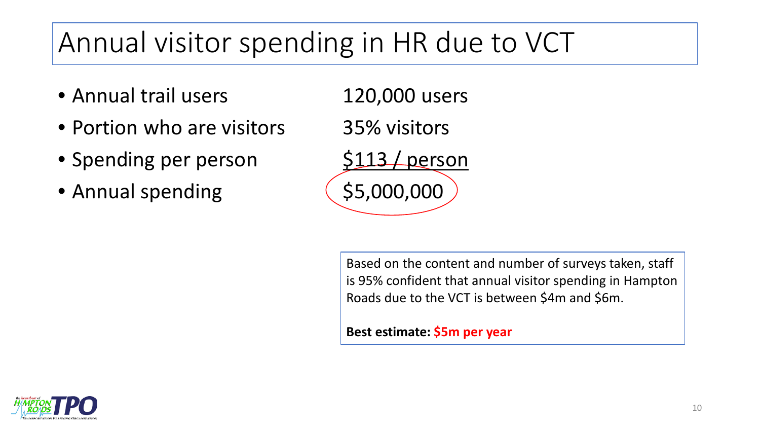# Annual visitor spending in HR due to VCT

| | |
|---|---|
| Annual trail users | 120,000 users |
| Portion who are visitors | 35% visitors |
| Spending per person | $113 / person |
| Annual spending | $5,000,000 |

Based on the content and number of surveys taken, staff is 95% confident that annual visitor spending in Hampton Roads due to the VCT is between $4m and $6m.

**Best estimate: $5m per year**